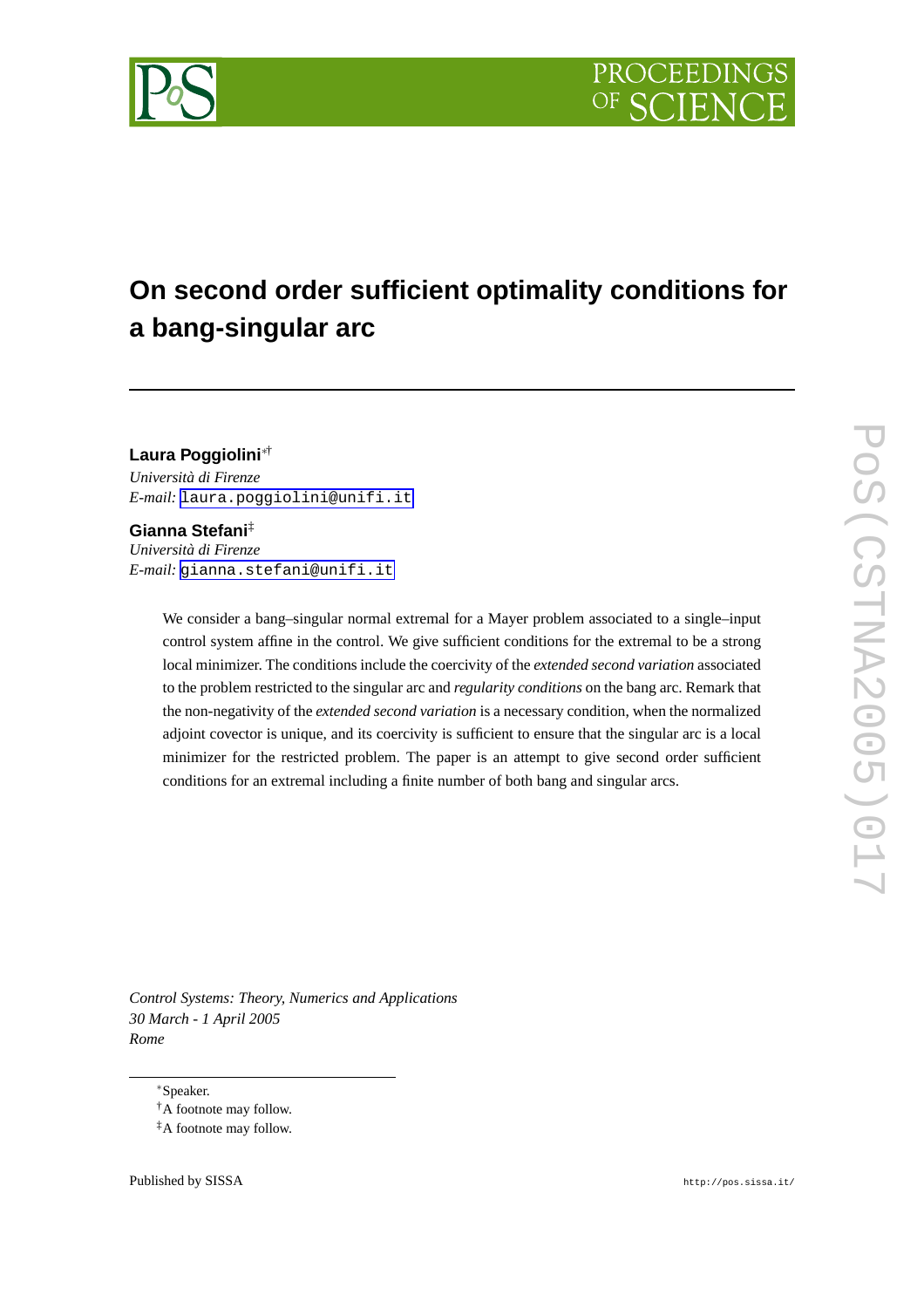# On second order sufficient optimality conditions for a bang-singular arc

**Laura Poggiolini**[∗†]
*Università di Firenze*
*E-mail:* laura.poggiolini@unifi.it

**Gianna Stefani**[‡]
*Università di Firenze*
*E-mail:* gianna.stefani@unifi.it

We consider a bang–singular normal extremal for a Mayer problem associated to a single–input control system affine in the control. We give sufficient conditions for the extremal to be a strong local minimizer. The conditions include the coercivity of the *extended second variation* associated to the problem restricted to the singular arc and *regularity conditions* on the bang arc. Remark that the non-negativity of the *extended second variation* is a necessary condition, when the normalized adjoint covector is unique, and its coercivity is sufficient to ensure that the singular arc is a local minimizer for the restricted problem. The paper is an attempt to give second order sufficient conditions for an extremal including a finite number of both bang and singular arcs.

*Control Systems: Theory, Numerics and Applications*
*30 March - 1 April 2005*
*Rome*

[∗]Speaker.
[†]A footnote may follow.
[‡]A footnote may follow.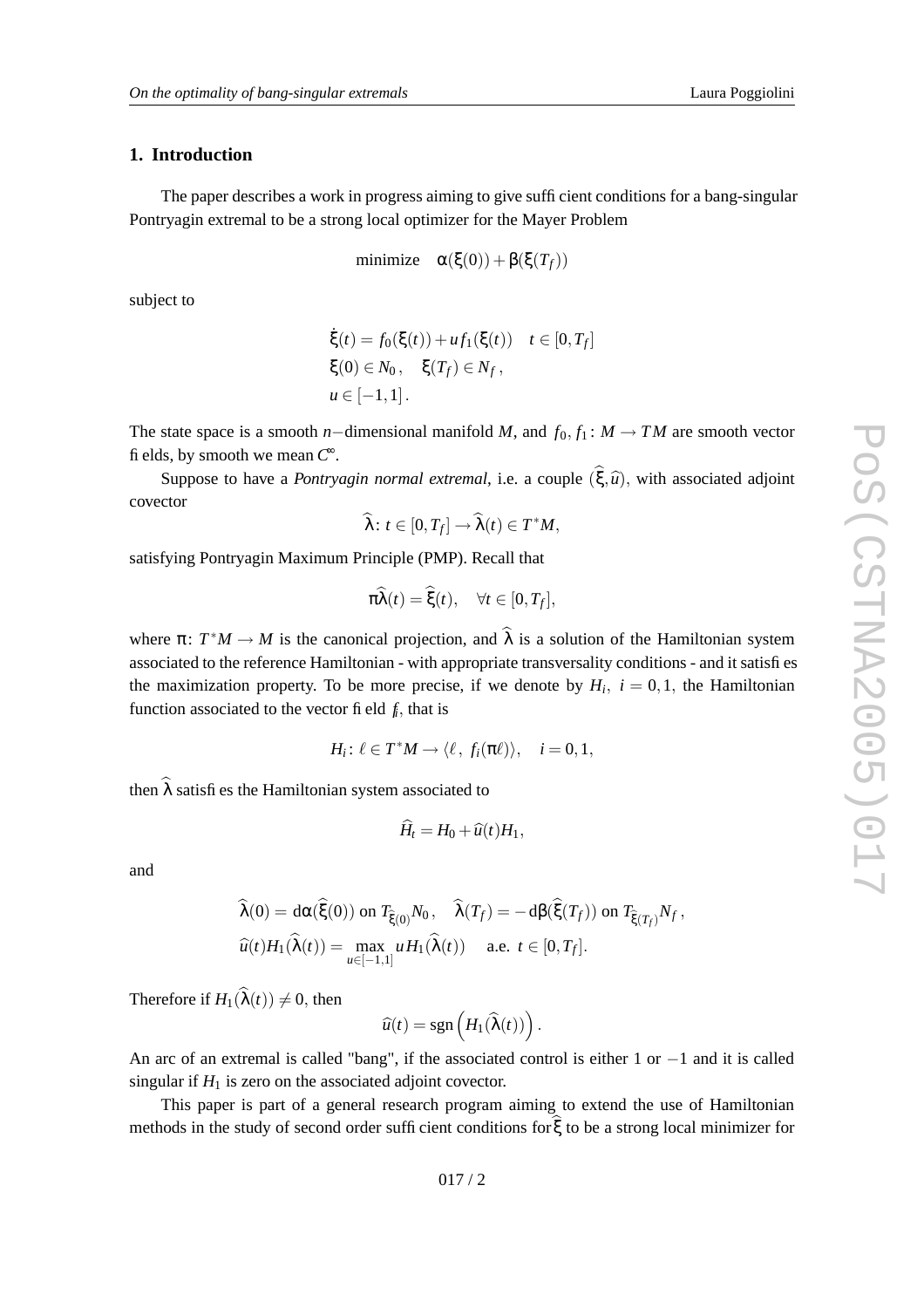## 1. Introduction

The paper describes a work in progress aiming to give sufficient conditions for a bang-singular Pontryagin extremal to be a strong local optimizer for the Mayer Problem

$$\text{minimize} \quad \alpha(\xi(0)) + \beta(\xi(T_f))$$

subject to

$$\begin{aligned}
&\dot{\xi}(t) = f_0(\xi(t)) + u f_1(\xi(t)) \quad t \in [0, T_f] \\
&\xi(0) \in N_0, \quad \xi(T_f) \in N_f, \\
&u \in [-1, 1].
\end{aligned}$$

The state space is a smooth $n-$dimensional manifold $M$, and $f_0, f_1 \colon M \to TM$ are smooth vector fields, by smooth we mean $C^\infty$.

Suppose to have a *Pontryagin normal extremal*, i.e. a couple $(\widehat{\xi}, \widehat{u})$, with associated adjoint covector

$$\widehat{\lambda} \colon t \in [0, T_f] \to \widehat{\lambda}(t) \in T^*M,$$

satisfying Pontryagin Maximum Principle (PMP). Recall that

$$\pi\widehat{\lambda}(t) = \widehat{\xi}(t), \quad \forall t \in [0, T_f],$$

where $\pi \colon T^*M \to M$ is the canonical projection, and $\widehat{\lambda}$ is a solution of the Hamiltonian system associated to the reference Hamiltonian - with appropriate transversality conditions - and it satisfies the maximization property. To be more precise, if we denote by $H_i$, $i = 0, 1$, the Hamiltonian function associated to the vector field $f_i$, that is

$$H_i \colon \ell \in T^*M \to \langle \ell, \ f_i(\pi\ell) \rangle, \quad i = 0, 1,$$

then $\widehat{\lambda}$ satisfies the Hamiltonian system associated to

$$\widehat{H}_t = H_0 + \widehat{u}(t) H_1,$$

and

$$\begin{aligned}
&\widehat{\lambda}(0) = d\alpha(\widehat{\xi}(0)) \text{ on } T_{\widehat{\xi}(0)} N_0, \quad \widehat{\lambda}(T_f) = -d\beta(\widehat{\xi}(T_f)) \text{ on } T_{\widehat{\xi}(T_f)} N_f, \\
&\widehat{u}(t) H_1(\widehat{\lambda}(t)) = \max_{u \in [-1,1]} u H_1(\widehat{\lambda}(t)) \quad \text{ a.e. } t \in [0, T_f].
\end{aligned}$$

Therefore if $H_1(\widehat{\lambda}(t)) \neq 0$, then

$$\widehat{u}(t) = \operatorname{sgn}\left( H_1(\widehat{\lambda}(t)) \right).$$

An arc of an extremal is called "bang", if the associated control is either 1 or $-1$ and it is called singular if $H_1$ is zero on the associated adjoint covector.

This paper is part of a general research program aiming to extend the use of Hamiltonian methods in the study of second order sufficient conditions for $\widehat{\xi}$ to be a strong local minimizer for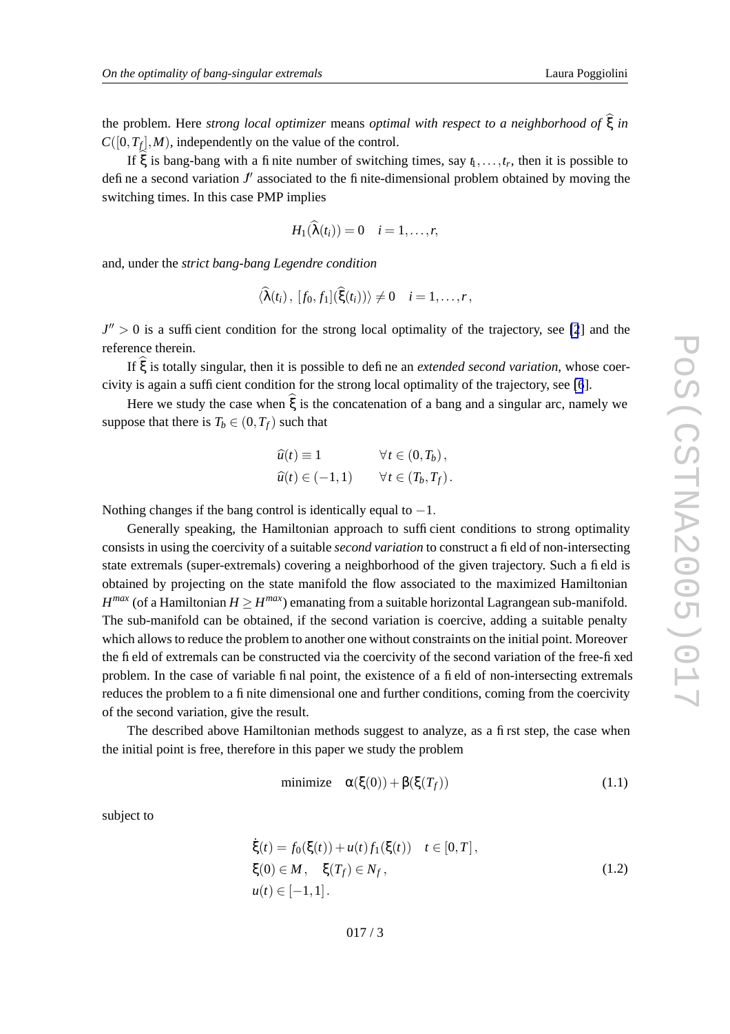the problem. Here *strong local optimizer* means *optimal with respect to a neighborhood of* $\widehat{\xi}$ *in* $C([0,T_f],M)$, independently on the value of the control.

If $\widehat{\xi}$ is bang-bang with a finite number of switching times, say $t_1,\dots,t_r$, then it is possible to define a second variation $J''$ associated to the finite-dimensional problem obtained by moving the switching times. In this case PMP implies

$$H_1(\widehat{\lambda}(t_i)) = 0 \quad i = 1,\dots,r,$$

and, under the *strict bang-bang Legendre condition*

$$\langle \widehat{\lambda}(t_i)\,,\, [f_0, f_1](\widehat{\xi}(t_i))\rangle \neq 0 \quad i = 1,\dots,r\,,$$

$J'' > 0$ is a sufficient condition for the strong local optimality of the trajectory, see [2] and the reference therein.

If $\widehat{\xi}$ is totally singular, then it is possible to define an *extended second variation*, whose coercivity is again a sufficient condition for the strong local optimality of the trajectory, see [6].

Here we study the case when $\widehat{\xi}$ is the concatenation of a bang and a singular arc, namely we suppose that there is $T_b \in (0,T_f)$ such that

$$\begin{aligned}
&\widehat{u}(t) \equiv 1 && \forall t \in (0,T_b)\,, \\
&\widehat{u}(t) \in (-1,1) && \forall t \in (T_b,T_f)\,.
\end{aligned}$$

Nothing changes if the bang control is identically equal to $-1$.

Generally speaking, the Hamiltonian approach to sufficient conditions to strong optimality consists in using the coercivity of a suitable *second variation* to construct a field of non-intersecting state extremals (super-extremals) covering a neighborhood of the given trajectory. Such a field is obtained by projecting on the state manifold the flow associated to the maximized Hamiltonian $H^{max}$ (of a Hamiltonian $H \geq H^{max}$) emanating from a suitable horizontal Lagrangean sub-manifold. The sub-manifold can be obtained, if the second variation is coercive, adding a suitable penalty which allows to reduce the problem to another one without constraints on the initial point. Moreover the field of extremals can be constructed via the coercivity of the second variation of the free-fixed problem. In the case of variable final point, the existence of a field of non-intersecting extremals reduces the problem to a finite dimensional one and further conditions, coming from the coercivity of the second variation, give the result.

The described above Hamiltonian methods suggest to analyze, as a first step, the case when the initial point is free, therefore in this paper we study the problem

$$\text{minimize} \quad \alpha(\xi(0)) + \beta(\xi(T_f)) \tag{1.1}$$

subject to

$$\begin{aligned}
&\dot{\xi}(t) = f_0(\xi(t)) + u(t)\, f_1(\xi(t)) \quad t \in [0,T]\,, \\
&\xi(0) \in M\,, \quad \xi(T_f) \in N_f\,, \\
&u(t) \in [-1,1]\,.
\end{aligned} \tag{1.2}$$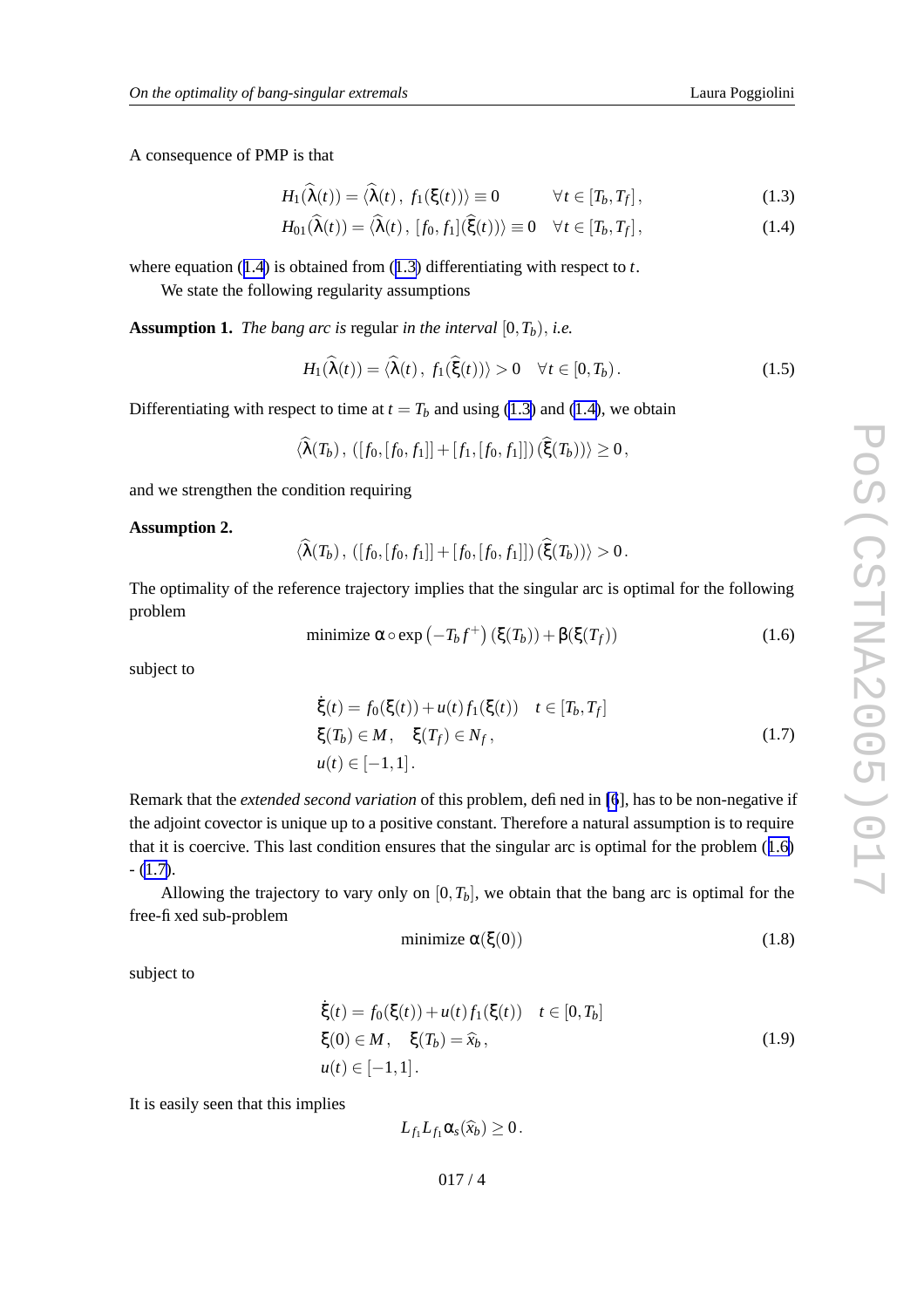A consequence of PMP is that

$$H_1(\widehat{\lambda}(t)) = \langle\widehat{\lambda}(t)\,,\ f_1(\xi(t))\rangle \equiv 0 \qquad \forall t \in [T_b, T_f]\,, \tag{1.3}$$

$$H_{01}(\widehat{\lambda}(t)) = \langle\widehat{\lambda}(t)\,,\ [f_0, f_1](\widehat{\xi}(t))\rangle \equiv 0 \quad \forall t \in [T_b, T_f]\,, \tag{1.4}$$

where equation (1.4) is obtained from (1.3) differentiating with respect to $t$.

We state the following regularity assumptions

**Assumption 1.** *The bang arc is* regular *in the interval* $[0, T_b)$, *i.e.*

$$H_1(\widehat{\lambda}(t)) = \langle\widehat{\lambda}(t)\,,\ f_1(\widehat{\xi}(t))\rangle > 0 \quad \forall t \in [0, T_b)\,. \tag{1.5}$$

Differentiating with respect to time at $t = T_b$ and using (1.3) and (1.4), we obtain

$$\langle\widehat{\lambda}(T_b)\,,\ ([f_0,[f_0,f_1]] + [f_1,[f_0,f_1]])\,(\widehat{\xi}(T_b))\rangle \geq 0\,,$$

and we strengthen the condition requiring

**Assumption 2.**

$$\langle\widehat{\lambda}(T_b)\,,\ ([f_0,[f_0,f_1]] + [f_0,[f_0,f_1]])\,(\widehat{\xi}(T_b))\rangle > 0\,.$$

The optimality of the reference trajectory implies that the singular arc is optimal for the following problem

$$\text{minimize } \alpha \circ \exp\left(-T_b f^+\right)(\xi(T_b)) + \beta(\xi(T_f)) \tag{1.6}$$

subject to

$$\begin{aligned}
&\dot{\xi}(t) = f_0(\xi(t)) + u(t) f_1(\xi(t)) \quad t \in [T_b, T_f] \\
&\xi(T_b) \in M\,, \quad \xi(T_f) \in N_f\,, \\
&u(t) \in [-1, 1]\,.
\end{aligned} \tag{1.7}$$

Remark that the *extended second variation* of this problem, defined in [6], has to be non-negative if the adjoint covector is unique up to a positive constant. Therefore a natural assumption is to require that it is coercive. This last condition ensures that the singular arc is optimal for the problem (1.6) - (1.7).

Allowing the trajectory to vary only on $[0, T_b]$, we obtain that the bang arc is optimal for the free-fixed sub-problem

$$\text{minimize } \alpha(\xi(0)) \tag{1.8}$$

subject to

$$\begin{aligned}
&\dot{\xi}(t) = f_0(\xi(t)) + u(t) f_1(\xi(t)) \quad t \in [0, T_b] \\
&\xi(0) \in M\,, \quad \xi(T_b) = \widehat{x}_b\,, \\
&u(t) \in [-1, 1]\,.
\end{aligned} \tag{1.9}$$

It is easily seen that this implies

$$L_{f_1} L_{f_1} \alpha_s(\widehat{x}_b) \geq 0\,.$$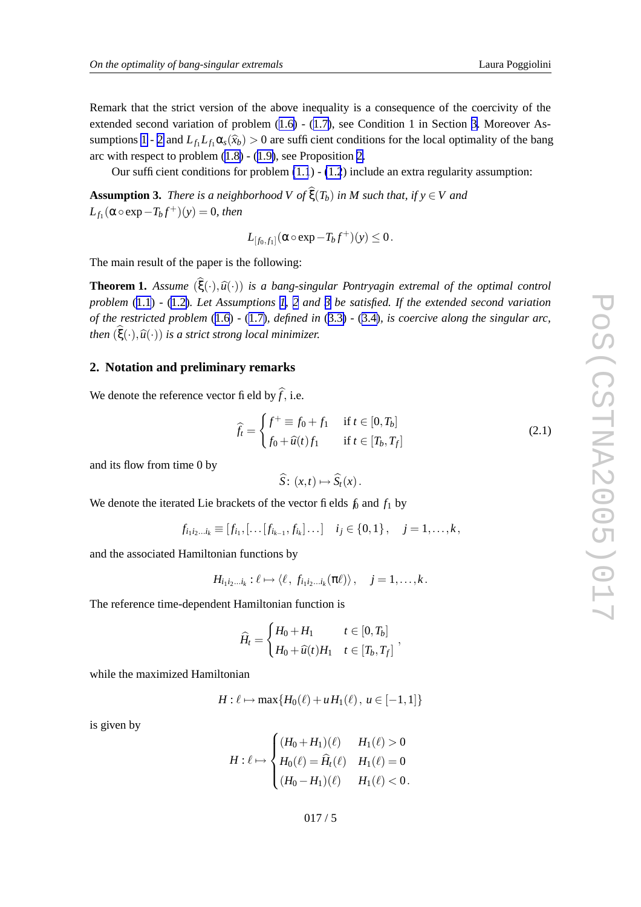Remark that the strict version of the above inequality is a consequence of the coercivity of the extended second variation of problem (1.6) - (1.7), see Condition 1 in Section 3. Moreover Assumptions 1 - 2 and $L_{f_1}L_{f_1}\alpha_s(\widehat{x}_b) > 0$ are sufficient conditions for the local optimality of the bang arc with respect to problem (1.8) - (1.9), see Proposition 2.

Our sufficient conditions for problem (1.1) - (1.2) include an extra regularity assumption:

**Assumption 3.** *There is a neighborhood $V$ of $\widehat{\xi}(T_b)$ in $M$ such that, if $y \in V$ and $L_{f_1}(\alpha \circ \exp -T_b f^+)(y) = 0$, then*

$$
L_{[f_0,f_1]}(\alpha \circ \exp -T_b f^+)(y) \leq 0\,.
$$

The main result of the paper is the following:

**Theorem 1.** *Assume $(\widehat{\xi}(\cdot), \widehat{u}(\cdot))$ is a bang-singular Pontryagin extremal of the optimal control problem (1.1) - (1.2). Let Assumptions 1, 2 and 3 be satisfied. If the extended second variation of the restricted problem (1.6) - (1.7), defined in (3.3) - (3.4), is coercive along the singular arc, then $(\widehat{\xi}(\cdot), \widehat{u}(\cdot))$ is a strict strong local minimizer.*

## 2. Notation and preliminary remarks

We denote the reference vector field by $\widehat{f}$, i.e.

$$
\widehat{f}_t = \begin{cases} f^+ \equiv f_0 + f_1 & \text{if } t \in [0, T_b] \\ f_0 + \widehat{u}(t) f_1 & \text{if } t \in [T_b, T_f] \end{cases} \tag{2.1}
$$

and its flow from time 0 by

$$
\widehat{S} \colon (x,t) \mapsto \widehat{S}_t(x)\,.
$$

We denote the iterated Lie brackets of the vector fields $f_0$ and $f_1$ by

$$
f_{i_1 i_2 \ldots i_k} \equiv [f_{i_1}, [\ldots [f_{i_{k-1}}, f_{i_k}]\ldots] \quad i_j \in \{0,1\}\,, \quad j = 1, \ldots, k\,,
$$

and the associated Hamiltonian functions by

$$
H_{i_1 i_2 \ldots i_k} : \ell \mapsto \langle \ell, \, f_{i_1 i_2 \ldots i_k}(\pi \ell) \rangle\,, \quad j = 1, \ldots, k\,.
$$

The reference time-dependent Hamiltonian function is

$$
\widehat{H}_t = \begin{cases} H_0 + H_1 & t \in [0, T_b] \\ H_0 + \widehat{u}(t) H_1 & t \in [T_b, T_f] \end{cases}\,,
$$

while the maximized Hamiltonian

$$
H : \ell \mapsto \max\{H_0(\ell) + u H_1(\ell)\,, \, u \in [-1,1]\}
$$

is given by

$$
H : \ell \mapsto \begin{cases} (H_0 + H_1)(\ell) & H_1(\ell) > 0 \\ H_0(\ell) = \widehat{H}_t(\ell) & H_1(\ell) = 0 \\ (H_0 - H_1)(\ell) & H_1(\ell) < 0\,. \end{cases}
$$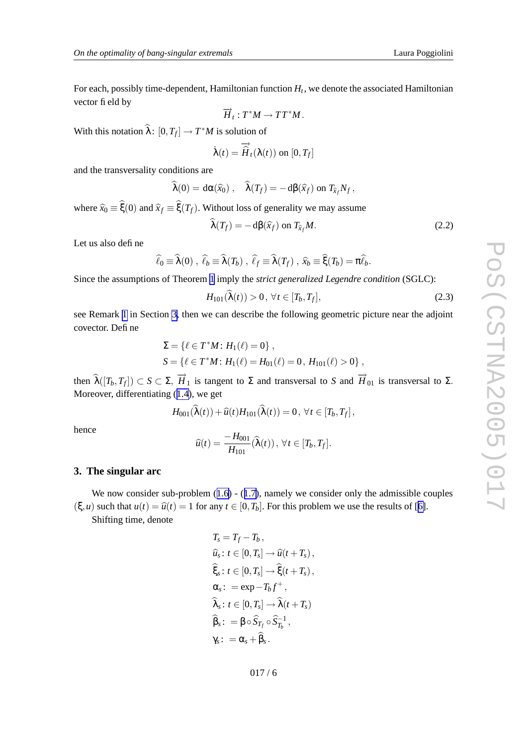For each, possibly time-dependent, Hamiltonian function $H_t$, we denote the associated Hamiltonian vector field by

$$\overrightarrow{H}_t : T^*M \to TT^*M.$$

With this notation $\widehat{\lambda}\colon [0,T_f] \to T^*M$ is solution of

$$\dot{\lambda}(t) = \overrightarrow{\widehat{H}}_t(\lambda(t)) \text{ on } [0,T_f]$$

and the transversality conditions are

$$\widehat{\lambda}(0) = \mathrm{d}\alpha(\widehat{x}_0)\,, \quad \widehat{\lambda}(T_f) = -\mathrm{d}\beta(\widehat{x}_f) \text{ on } T_{\widehat{x}_f}N_f\,,$$

where $\widehat{x}_0 \equiv \widehat{\xi}(0)$ and $\widehat{x}_f \equiv \widehat{\xi}(T_f)$. Without loss of generality we may assume

$$\widehat{\lambda}(T_f) = -\mathrm{d}\beta(\widehat{x}_f) \text{ on } T_{\widehat{x}_f}M. \tag{2.2}$$

Let us also define

$$\widehat{\ell}_0 \equiv \widehat{\lambda}(0)\,,\ \widehat{\ell}_b \equiv \widehat{\lambda}(T_b)\,,\ \widehat{\ell}_f \equiv \widehat{\lambda}(T_f)\,,\ \widehat{x}_b \equiv \widehat{\xi}(T_b) = \pi\widehat{\ell}_b.$$

Since the assumptions of Theorem 1 imply the *strict generalized Legendre condition* (SGLC):

$$H_{101}(\widehat{\lambda}(t)) > 0\,,\ \forall t \in [T_b,T_f], \tag{2.3}$$

see Remark 1 in Section 3, then we can describe the following geometric picture near the adjoint covector. Define

$$\begin{aligned}
\Sigma &= \{\ell \in T^*M\colon H_1(\ell) = 0\}\,,\\
S &= \{\ell \in T^*M\colon H_1(\ell) = H_{01}(\ell) = 0\,,\ H_{101}(\ell) > 0\}\,,
\end{aligned}$$

then $\widehat{\lambda}([T_b,T_f]) \subset S \subset \Sigma$, $\overrightarrow{H}_1$ is tangent to $\Sigma$ and transversal to $S$ and $\overrightarrow{H}_{01}$ is transversal to $\Sigma$. Moreover, differentiating (1.4), we get

$$H_{001}(\widehat{\lambda}(t)) + \widehat{u}(t)H_{101}(\widehat{\lambda}(t)) = 0\,,\ \forall t \in [T_b,T_f]\,,$$

hence

$$\widehat{u}(t) = \frac{-H_{001}}{H_{101}}(\widehat{\lambda}(t))\,,\ \forall t \in [T_b,T_f].$$

## 3. The singular arc

We now consider sub-problem (1.6) - (1.7), namely we consider only the admissible couples $(\xi,u)$ such that $u(t) = \widehat{u}(t) = 1$ for any $t \in [0,T_b]$. For this problem we use the results of [6].

Shifting time, denote

$$\begin{aligned}
&T_s = T_f - T_b\,,\\
&\widehat{u}_s\colon t \in [0,T_s] \to \widehat{u}(t+T_s)\,,\\
&\widehat{\xi}_s\colon t \in [0,T_s] \to \widehat{\xi}(t+T_s)\,,\\
&\alpha_s\colon = \exp -T_b f^+\,,\\
&\widehat{\lambda}_s\colon t \in [0,T_s] \to \widehat{\lambda}(t+T_s)\\
&\widehat{\beta}_s\colon = \beta \circ \widehat{S}_{T_f} \circ \widehat{S}_{T_b}^{-1}\,,\\
&\gamma_s\colon = \alpha_s + \widehat{\beta}_s\,.
\end{aligned}$$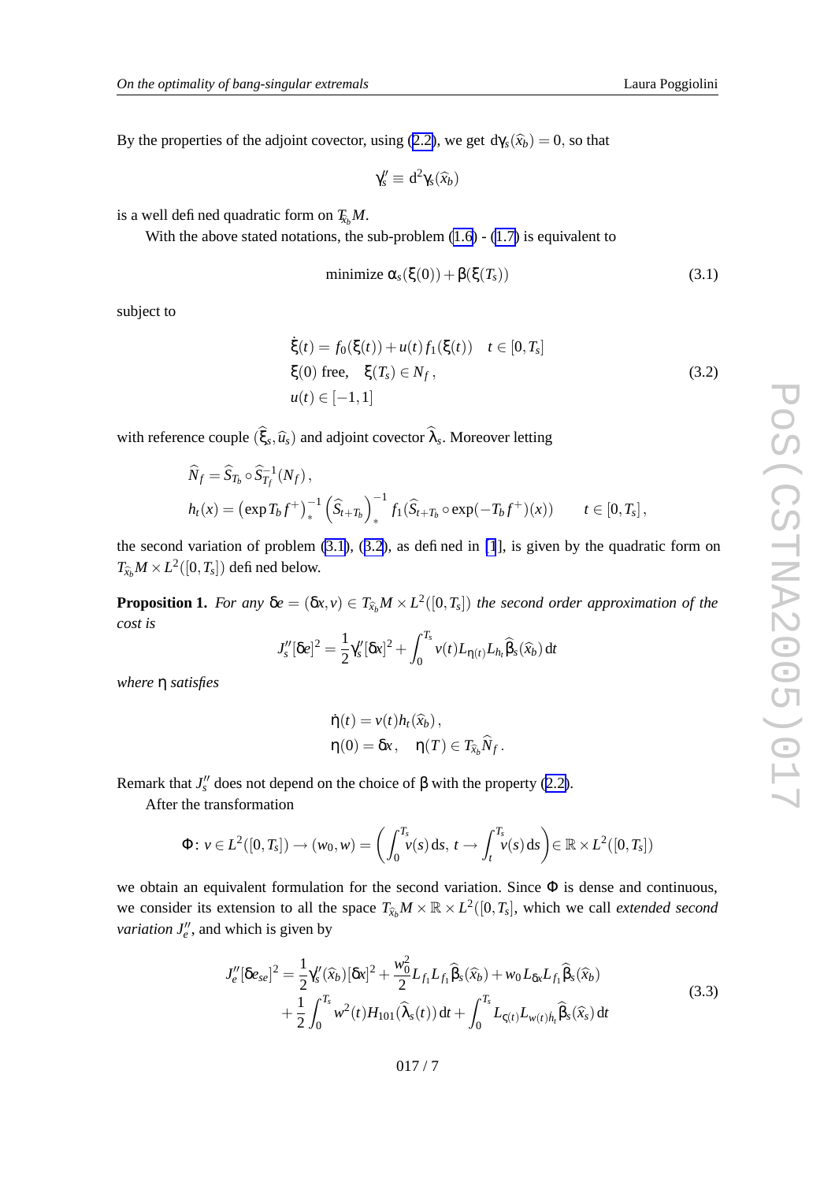By the properties of the adjoint covector, using (2.2), we get $d\gamma_s(\widehat{x}_b) = 0$, so that

$$\gamma_s'' \equiv d^2\gamma_s(\widehat{x}_b)$$

is a well defined quadratic form on $T_{\widehat{x}_b}M$.

With the above stated notations, the sub-problem (1.6) - (1.7) is equivalent to

$$\text{minimize } \alpha_s(\xi(0)) + \beta(\xi(T_s)) \tag{3.1}$$

subject to

$$\begin{aligned}
&\dot{\xi}(t) = f_0(\xi(t)) + u(t) f_1(\xi(t)) \quad t \in [0, T_s] \\
&\xi(0) \text{ free}, \quad \xi(T_s) \in N_f\,, \\
&u(t) \in [-1, 1]
\end{aligned} \tag{3.2}$$

with reference couple $(\widehat{\xi}_s, \widehat{u}_s)$ and adjoint covector $\widehat{\lambda}_s$. Moreover letting

$$\begin{aligned}
&\widehat{N}_f = \widehat{S}_{T_b} \circ \widehat{S}_{T_f}^{-1}(N_f)\,, \\
&h_t(x) = \left(\exp T_b f^+\right)_*^{-1} \left(\widehat{S}_{t+T_b}\right)_*^{-1} f_1(\widehat{S}_{t+T_b} \circ \exp(-T_b f^+)(x)) \qquad t \in [0, T_s]\,,
\end{aligned}$$

the second variation of problem (3.1), (3.2), as defined in [1], is given by the quadratic form on $T_{\widehat{x}_b}M \times L^2([0, T_s])$ defined below.

**Proposition 1.** *For any* $\delta e = (\delta x, v) \in T_{\widehat{x}_b}M \times L^2([0, T_s])$ *the second order approximation of the cost is*

$$J_s''[\delta e]^2 = \frac{1}{2}\gamma_s''[\delta x]^2 + \int_0^{T_s} v(t) L_{\eta(t)} L_{h_t} \widehat{\beta}_s(\widehat{x}_b)\, dt$$

*where* $\eta$ *satisfies*

$$\begin{aligned}
&\dot{\eta}(t) = v(t) h_t(\widehat{x}_b)\,, \\
&\eta(0) = \delta x\,, \quad \eta(T) \in T_{\widehat{x}_b}\widehat{N}_f\,.
\end{aligned}$$

Remark that $J_s''$ does not depend on the choice of $\beta$ with the property (2.2).

After the transformation

$$\Phi \colon v \in L^2([0, T_s]) \to (w_0, w) = \left( \int_0^{T_s} v(s)\, ds,\ t \to \int_t^{T_s} v(s)\, ds \right) \in \mathbb{R} \times L^2([0, T_s])$$

we obtain an equivalent formulation for the second variation. Since $\Phi$ is dense and continuous, we consider its extension to all the space $T_{\widehat{x}_b}M \times \mathbb{R} \times L^2([0, T_s]$, which we call *extended second variation* $J_e''$, and which is given by

$$\begin{aligned}
J_e''[\delta e_{se}]^2 = {} & \frac{1}{2}\gamma_s''(\widehat{x}_b)[\delta x]^2 + \frac{w_0^2}{2} L_{f_1} L_{f_1} \widehat{\beta}_s(\widehat{x}_b) + w_0 L_{\delta x} L_{f_1} \widehat{\beta}_s(\widehat{x}_b) \\
& + \frac{1}{2}\int_0^{T_s} w^2(t) H_{101}(\widehat{\lambda}_s(t))\, dt + \int_0^{T_s} L_{\varsigma(t)} L_{w(t)\dot{h}_t} \widehat{\beta}_s(\widehat{x}_s)\, dt
\end{aligned} \tag{3.3}$$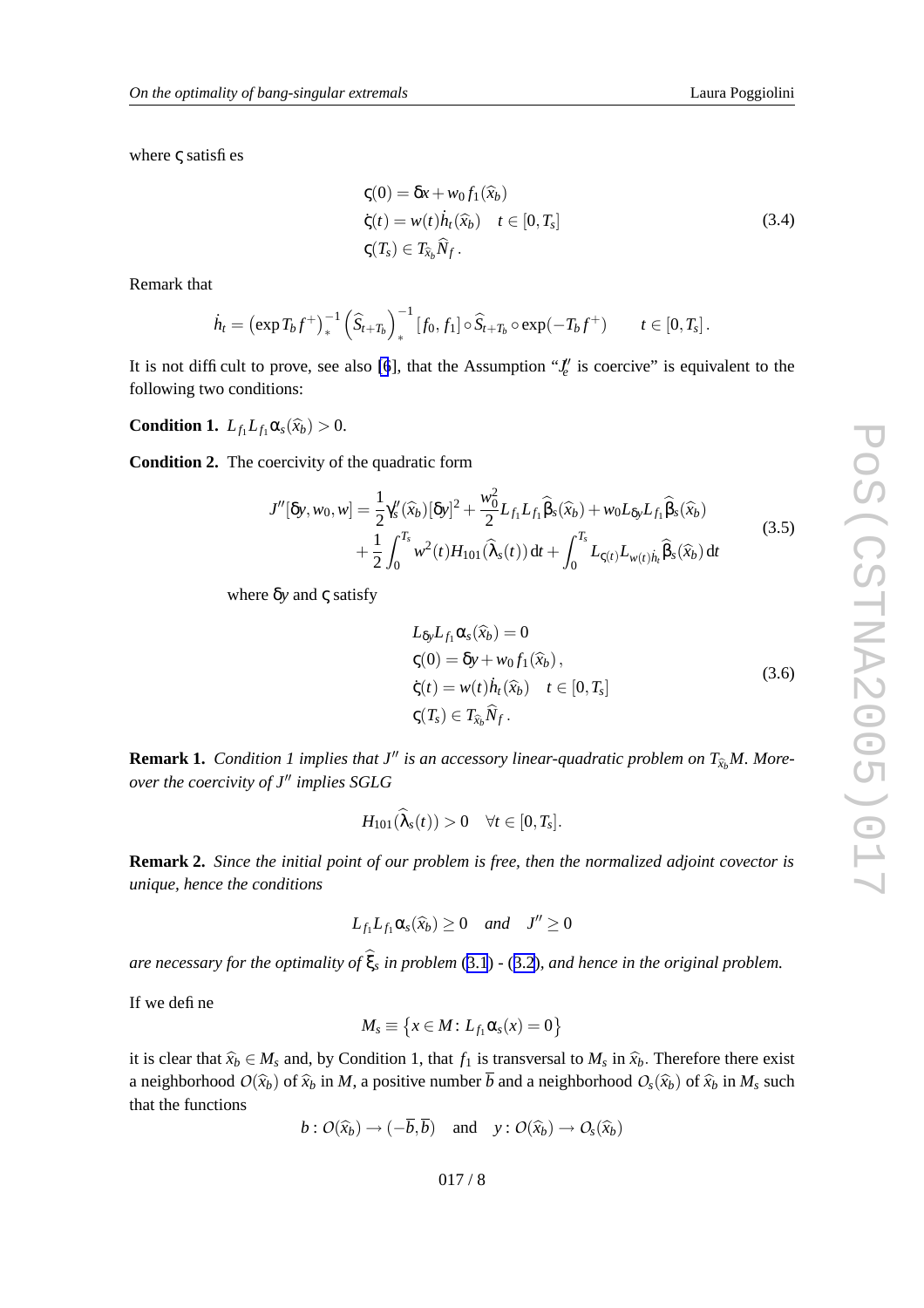where $\varsigma$ satisfies

$$
\begin{aligned}
&\varsigma(0) = \delta x + w_0 f_1(\widehat{x}_b) \\
&\dot{\varsigma}(t) = w(t)\dot{h}_t(\widehat{x}_b) \quad t \in [0, T_s] \\
&\varsigma(T_s) \in T_{\widehat{x}_b}\widehat{N}_f\,.
\end{aligned}
\tag{3.4}
$$

Remark that

$$
\dot{h}_t = \left(\exp T_b f^+\right)_*^{-1} \left(\widehat{S}_{t+T_b}\right)_*^{-1} [f_0, f_1] \circ \widehat{S}_{t+T_b} \circ \exp(-T_b f^+) \qquad t \in [0, T_s]\,.
$$

It is not difficult to prove, see also [6], that the Assumption "$J''_e$ is coercive" is equivalent to the following two conditions:

**Condition 1.** $L_{f_1} L_{f_1} \alpha_s(\widehat{x}_b) > 0$.

**Condition 2.** The coercivity of the quadratic form

$$
\begin{aligned}
J''[\delta y, w_0, w] = &\frac{1}{2}\gamma''_s(\widehat{x}_b)[\delta y]^2 + \frac{w_0^2}{2} L_{f_1} L_{f_1} \widehat{\beta}_s(\widehat{x}_b) + w_0 L_{\delta y} L_{f_1} \widehat{\beta}_s(\widehat{x}_b) \\
&+ \frac{1}{2}\int_0^{T_s} w^2(t) H_{101}(\widehat{\lambda}_s(t))\,\mathrm{d}t + \int_0^{T_s} L_{\varsigma(t)} L_{w(t)\dot{h}_t} \widehat{\beta}_s(\widehat{x}_b)\,\mathrm{d}t
\end{aligned}
\tag{3.5}
$$

where $\delta y$ and $\varsigma$ satisfy

$$
\begin{aligned}
&L_{\delta y} L_{f_1} \alpha_s(\widehat{x}_b) = 0 \\
&\varsigma(0) = \delta y + w_0 f_1(\widehat{x}_b)\,, \\
&\dot{\varsigma}(t) = w(t)\dot{h}_t(\widehat{x}_b) \quad t \in [0, T_s] \\
&\varsigma(T_s) \in T_{\widehat{x}_b}\widehat{N}_f\,.
\end{aligned}
\tag{3.6}
$$

**Remark 1.** *Condition 1 implies that $J''$ is an accessory linear-quadratic problem on $T_{\widehat{x}_b}M$. Moreover the coercivity of $J''$ implies SGLG*

$$
H_{101}(\widehat{\lambda}_s(t)) > 0 \quad \forall t \in [0, T_s].
$$

**Remark 2.** *Since the initial point of our problem is free, then the normalized adjoint covector is unique, hence the conditions*

$$
L_{f_1} L_{f_1} \alpha_s(\widehat{x}_b) \geq 0 \quad \textit{and} \quad J'' \geq 0
$$

*are necessary for the optimality of $\widehat{\xi}_s$ in problem (3.1) - (3.2), and hence in the original problem.*

If we define

$$
M_s \equiv \left\{x \in M \colon L_{f_1}\alpha_s(x) = 0\right\}
$$

it is clear that $\widehat{x}_b \in M_s$ and, by Condition 1, that $f_1$ is transversal to $M_s$ in $\widehat{x}_b$. Therefore there exist a neighborhood $O(\widehat{x}_b)$ of $\widehat{x}_b$ in $M$, a positive number $\overline{b}$ and a neighborhood $O_s(\widehat{x}_b)$ of $\widehat{x}_b$ in $M_s$ such that the functions

$$
b \colon O(\widehat{x}_b) \to (-\overline{b}, \overline{b}) \quad \text{and} \quad y \colon O(\widehat{x}_b) \to O_s(\widehat{x}_b)
$$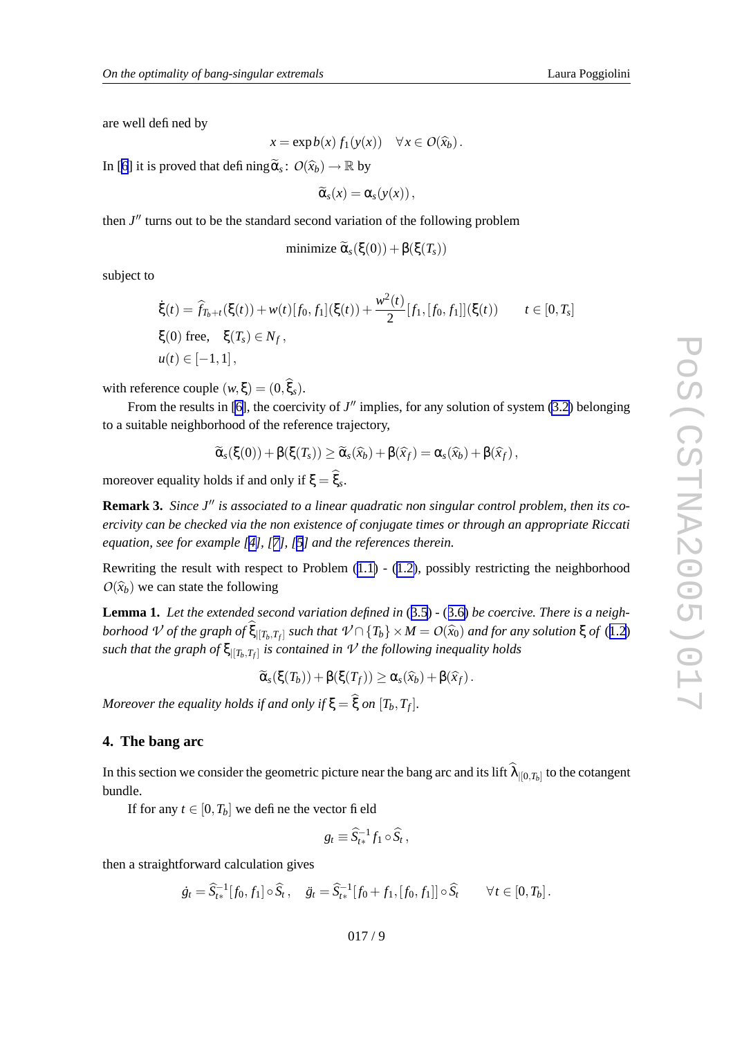are well defined by

$$x = \exp b(x)\, f_1(y(x)) \quad \forall x \in \mathcal{O}(\widehat{x}_b)\,.$$

In [6] it is proved that defining $\widetilde{\alpha}_s \colon \mathcal{O}(\widehat{x}_b) \to \mathbb{R}$ by

$$\widetilde{\alpha}_s(x) = \alpha_s(y(x))\,,$$

then $J''$ turns out to be the standard second variation of the following problem

$$\text{minimize } \widetilde{\alpha}_s(\xi(0)) + \beta(\xi(T_s))$$

subject to

$$\begin{aligned}
&\dot{\xi}(t) = \widehat{f}_{T_b+t}(\xi(t)) + w(t)[f_0, f_1](\xi(t)) + \frac{w^2(t)}{2}[f_1,[f_0,f_1]](\xi(t)) \qquad t \in [0, T_s]\\
&\xi(0) \text{ free}, \quad \xi(T_s) \in N_f\,,\\
&u(t) \in [-1,1]\,,
\end{aligned}$$

with reference couple $(w, \xi) = (0, \widehat{\xi}_s)$.

From the results in [6], the coercivity of $J''$ implies, for any solution of system (3.2) belonging to a suitable neighborhood of the reference trajectory,

$$\widetilde{\alpha}_s(\xi(0)) + \beta(\xi(T_s)) \geq \widetilde{\alpha}_s(\widehat{x}_b) + \beta(\widehat{x}_f) = \alpha_s(\widehat{x}_b) + \beta(\widehat{x}_f)\,,$$

moreover equality holds if and only if $\xi = \widehat{\xi}_s$.

**Remark 3.** *Since $J''$ is associated to a linear quadratic non singular control problem, then its coercivity can be checked via the non existence of conjugate times or through an appropriate Riccati equation, see for example [4], [7], [5] and the references therein.*

Rewriting the result with respect to Problem (1.1) - (1.2), possibly restricting the neighborhood $\mathcal{O}(\widehat{x}_b)$ we can state the following

**Lemma 1.** *Let the extended second variation defined in (3.5) - (3.6) be coercive. There is a neighborhood $\mathcal{V}$ of the graph of $\widehat{\xi}_{|[T_b,T_f]}$ such that $\mathcal{V} \cap \{T_b\} \times M = \mathcal{O}(\widehat{x}_0)$ and for any solution $\xi$ of (1.2) such that the graph of $\xi_{|[T_b,T_f]}$ is contained in $\mathcal{V}$ the following inequality holds*

$$\widetilde{\alpha}_s(\xi(T_b)) + \beta(\xi(T_f)) \geq \alpha_s(\widehat{x}_b) + \beta(\widehat{x}_f)\,.$$

*Moreover the equality holds if and only if $\xi = \widehat{\xi}$ on $[T_b, T_f]$.*

## 4. The bang arc

In this section we consider the geometric picture near the bang arc and its lift $\widehat{\lambda}_{|[0,T_b]}$ to the cotangent bundle.

If for any $t \in [0, T_b]$ we define the vector field

$$g_t \equiv \widehat{S}_{t*}^{-1} f_1 \circ \widehat{S}_t\,,$$

then a straightforward calculation gives

$$\dot{g}_t = \widehat{S}_{t*}^{-1}[f_0, f_1] \circ \widehat{S}_t\,, \quad \ddot{g}_t = \widehat{S}_{t*}^{-1}[f_0 + f_1, [f_0, f_1]] \circ \widehat{S}_t \qquad \forall t \in [0, T_b]\,.$$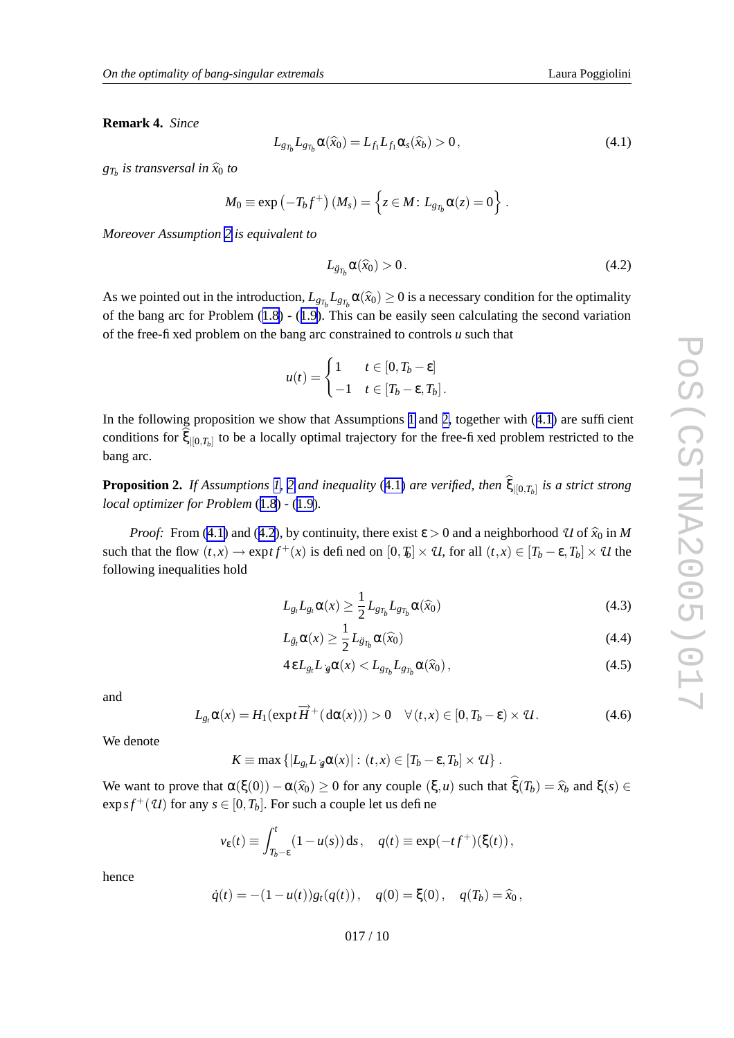**Remark 4.** *Since*

$$L_{g_{T_b}} L_{g_{T_b}} \alpha(\widehat{x}_0) = L_{f_1} L_{f_1} \alpha_s(\widehat{x}_b) > 0\,, \tag{4.1}$$

*$g_{T_b}$ is transversal in $\widehat{x}_0$ to*

$$M_0 \equiv \exp\left(-T_b f^+\right)(M_s) = \left\{ z \in M \colon L_{g_{T_b}} \alpha(z) = 0 \right\}.$$

*Moreover Assumption 2 is equivalent to*

$$L_{\dot{g}_{T_b}} \alpha(\widehat{x}_0) > 0\,. \tag{4.2}$$

As we pointed out in the introduction, $L_{g_{T_b}} L_{g_{T_b}} \alpha(\widehat{x}_0) \geq 0$ is a necessary condition for the optimality of the bang arc for Problem (1.8) - (1.9). This can be easily seen calculating the second variation of the free-fixed problem on the bang arc constrained to controls $u$ such that

$$u(t) = \begin{cases} 1 & t \in [0, T_b - \varepsilon] \\ -1 & t \in [T_b - \varepsilon, T_b]\,. \end{cases}$$

In the following proposition we show that Assumptions 1 and 2, together with (4.1) are sufficient conditions for $\widehat{\xi}_{|[0,T_b]}$ to be a locally optimal trajectory for the free-fixed problem restricted to the bang arc.

**Proposition 2.** *If Assumptions 1, 2 and inequality (4.1) are verified, then $\widehat{\xi}_{|[0,T_b]}$ is a strict strong local optimizer for Problem (1.8) - (1.9).*

*Proof:* From (4.1) and (4.2), by continuity, there exist $\varepsilon > 0$ and a neighborhood $\mathcal{U}$ of $\widehat{x}_0$ in $M$ such that the flow $(t,x) \to \exp t f^+(x)$ is defined on $[0,T_b] \times \mathcal{U}$, for all $(t,x) \in [T_b - \varepsilon, T_b] \times \mathcal{U}$ the following inequalities hold

$$L_{g_t} L_{g_t} \alpha(x) \geq \frac{1}{2} L_{g_{T_b}} L_{g_{T_b}} \alpha(\widehat{x}_0) \tag{4.3}$$

$$L_{\dot{g}_t} \alpha(x) \geq \frac{1}{2} L_{\dot{g}_{T_b}} \alpha(\widehat{x}_0) \tag{4.4}$$

$$4\,\varepsilon L_{g_t} L_{\dot{g}} \alpha(x) < L_{g_{T_b}} L_{g_{T_b}} \alpha(\widehat{x}_0)\,, \tag{4.5}$$

and

$$L_{g_t} \alpha(x) = H_1(\exp t \overrightarrow{H}^+(\mathrm{d}\alpha(x))) > 0 \quad \forall (t,x) \in [0, T_b - \varepsilon) \times \mathcal{U}. \tag{4.6}$$

We denote

$$K \equiv \max\left\{ |L_{g_t} L_{\dot{g}} \alpha(x)| : (t,x) \in [T_b - \varepsilon, T_b] \times \mathcal{U} \right\}.$$

We want to prove that $\alpha(\xi(0)) - \alpha(\widehat{x}_0) \geq 0$ for any couple $(\xi, u)$ such that $\widehat{\xi}(T_b) = \widehat{x}_b$ and $\xi(s) \in \exp s f^+(\mathcal{U})$ for any $s \in [0, T_b]$. For such a couple let us define

$$v_\varepsilon(t) \equiv \int_{T_b - \varepsilon}^{t} (1 - u(s))\,\mathrm{d}s\,, \quad q(t) \equiv \exp(-t f^+)(\xi(t))\,,$$

hence

$$\dot{q}(t) = -(1 - u(t)) g_t(q(t))\,, \quad q(0) = \xi(0)\,, \quad q(T_b) = \widehat{x}_0\,,$$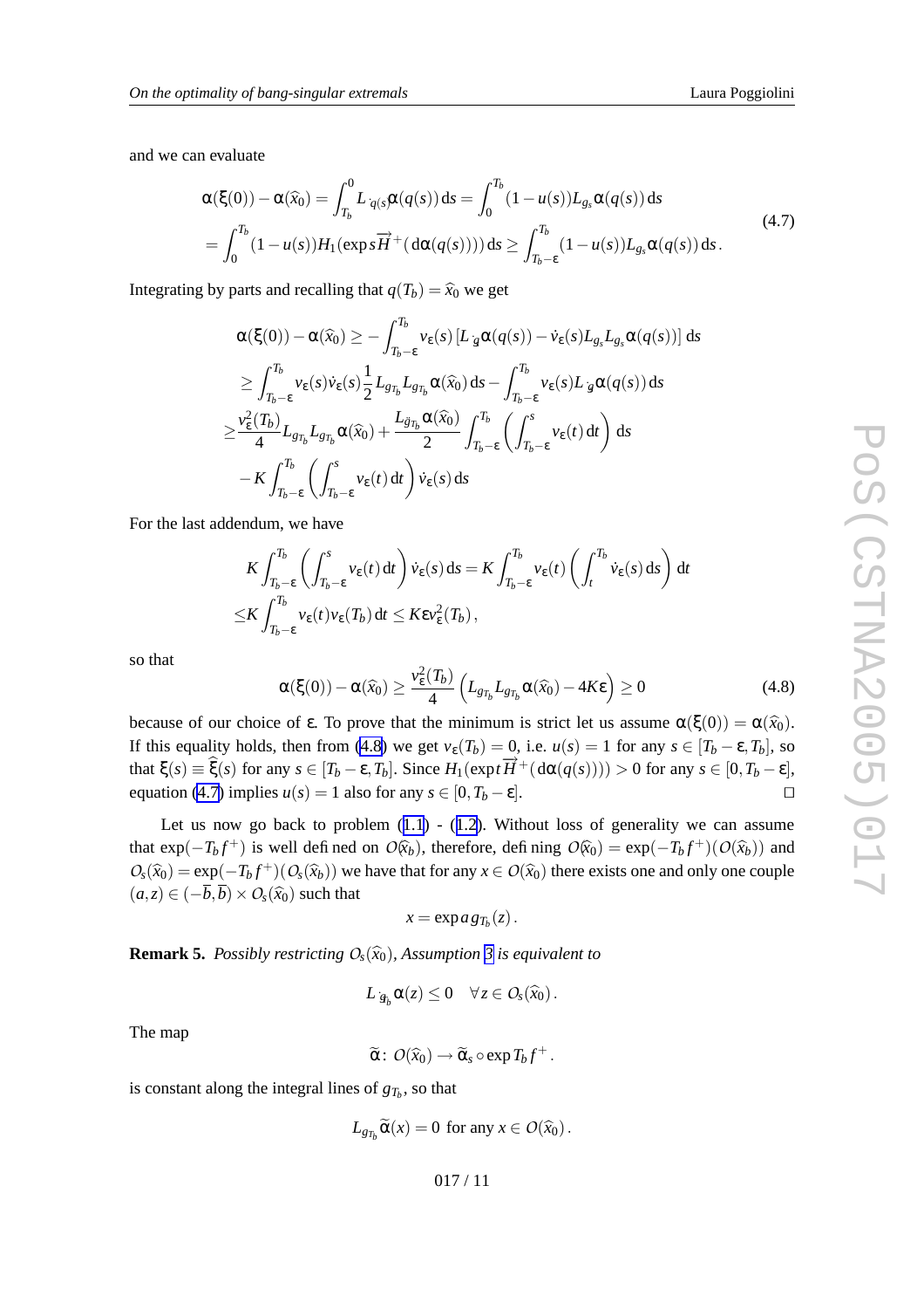and we can evaluate

$$
\begin{aligned}
\alpha(\xi(0)) - \alpha(\widehat{x}_0) &= \int_{T_b}^{0} L_{\dot{q}(s)} \alpha(q(s))\, \mathrm{d}s = \int_0^{T_b} (1-u(s)) L_{g_s} \alpha(q(s))\, \mathrm{d}s \\
&= \int_0^{T_b} (1-u(s)) H_1(\exp s\overrightarrow{H}^+(\mathrm{d}\alpha(q(s))))\, \mathrm{d}s \geq \int_{T_b-\varepsilon}^{T_b} (1-u(s)) L_{g_s} \alpha(q(s))\, \mathrm{d}s\,.
\end{aligned} \tag{4.7}
$$

Integrating by parts and recalling that $q(T_b) = \widehat{x}_0$ we get

$$
\begin{aligned}
\alpha(\xi(0)) - \alpha(\widehat{x}_0) &\geq -\int_{T_b-\varepsilon}^{T_b} v_\varepsilon(s) \left[ L_{\dot{g}} \alpha(q(s)) - \dot{v}_\varepsilon(s) L_{g_s} L_{g_s} \alpha(q(s)) \right] \mathrm{d}s \\
&\geq \int_{T_b-\varepsilon}^{T_b} v_\varepsilon(s) \dot{v}_\varepsilon(s) \frac{1}{2} L_{g_{T_b}} L_{g_{T_b}} \alpha(\widehat{x}_0)\, \mathrm{d}s - \int_{T_b-\varepsilon}^{T_b} v_\varepsilon(s) L_{\dot{g}} \alpha(q(s))\, \mathrm{d}s \\
&\geq \frac{v_\varepsilon^2(T_b)}{4} L_{g_{T_b}} L_{g_{T_b}} \alpha(\widehat{x}_0) + \frac{L_{\dot{g}_{T_b}} \alpha(\widehat{x}_0)}{2} \int_{T_b-\varepsilon}^{T_b} \left( \int_{T_b-\varepsilon}^{s} v_\varepsilon(t)\, \mathrm{d}t \right) \mathrm{d}s \\
&\quad - K \int_{T_b-\varepsilon}^{T_b} \left( \int_{T_b-\varepsilon}^{s} v_\varepsilon(t)\, \mathrm{d}t \right) \dot{v}_\varepsilon(s)\, \mathrm{d}s
\end{aligned}
$$

For the last addendum, we have

$$
\begin{aligned}
&K \int_{T_b-\varepsilon}^{T_b} \left( \int_{T_b-\varepsilon}^{s} v_\varepsilon(t)\, \mathrm{d}t \right) \dot{v}_\varepsilon(s)\, \mathrm{d}s = K \int_{T_b-\varepsilon}^{T_b} v_\varepsilon(t) \left( \int_t^{T_b} \dot{v}_\varepsilon(s)\, \mathrm{d}s \right) \mathrm{d}t \\
\leq &K \int_{T_b-\varepsilon}^{T_b} v_\varepsilon(t) v_\varepsilon(T_b)\, \mathrm{d}t \leq K\varepsilon v_\varepsilon^2(T_b)\,,
\end{aligned}
$$

so that

$$
\alpha(\xi(0)) - \alpha(\widehat{x}_0) \geq \frac{v_\varepsilon^2(T_b)}{4} \left( L_{g_{T_b}} L_{g_{T_b}} \alpha(\widehat{x}_0) - 4K\varepsilon \right) \geq 0 \tag{4.8}
$$

because of our choice of $\varepsilon$. To prove that the minimum is strict let us assume $\alpha(\xi(0)) = \alpha(\widehat{x}_0)$. If this equality holds, then from (4.8) we get $v_\varepsilon(T_b) = 0$, i.e. $u(s) = 1$ for any $s \in [T_b - \varepsilon, T_b]$, so that $\xi(s) \equiv \widehat{\xi}(s)$ for any $s \in [T_b - \varepsilon, T_b]$. Since $H_1(\exp t\overrightarrow{H}^+(\mathrm{d}\alpha(q(s)))) > 0$ for any $s \in [0, T_b - \varepsilon]$, equation (4.7) implies $u(s) = 1$ also for any $s \in [0, T_b - \varepsilon]$. $\square$

Let us now go back to problem (1.1) - (1.2). Without loss of generality we can assume that $\exp(-T_b f^+)$ is well defined on $\mathcal{O}(\widehat{x}_b)$, therefore, defining $\mathcal{O}(\widehat{x}_0) = \exp(-T_b f^+)(\mathcal{O}(\widehat{x}_b))$ and $\mathcal{O}_s(\widehat{x}_0) = \exp(-T_b f^+)(\mathcal{O}_s(\widehat{x}_b))$ we have that for any $x \in \mathcal{O}(\widehat{x}_0)$ there exists one and only one couple $(a, z) \in (-\overline{b}, \overline{b}) \times \mathcal{O}_s(\widehat{x}_0)$ such that

$$
x = \exp a g_{T_b}(z)\,.
$$

**Remark 5.** *Possibly restricting $\mathcal{O}_s(\widehat{x}_0)$, Assumption 3 is equivalent to*

$$
L_{\dot{g}_{T_b}} \alpha(z) \leq 0 \quad \forall z \in \mathcal{O}_s(\widehat{x}_0)\,.
$$

The map

$$
\widetilde{\alpha} \colon \mathcal{O}(\widehat{x}_0) \to \widetilde{\alpha}_s \circ \exp T_b f^+\,.
$$

is constant along the integral lines of $g_{T_b}$, so that

$$
L_{g_{T_b}} \widetilde{\alpha}(x) = 0 \text{ for any } x \in \mathcal{O}(\widehat{x}_0)\,.
$$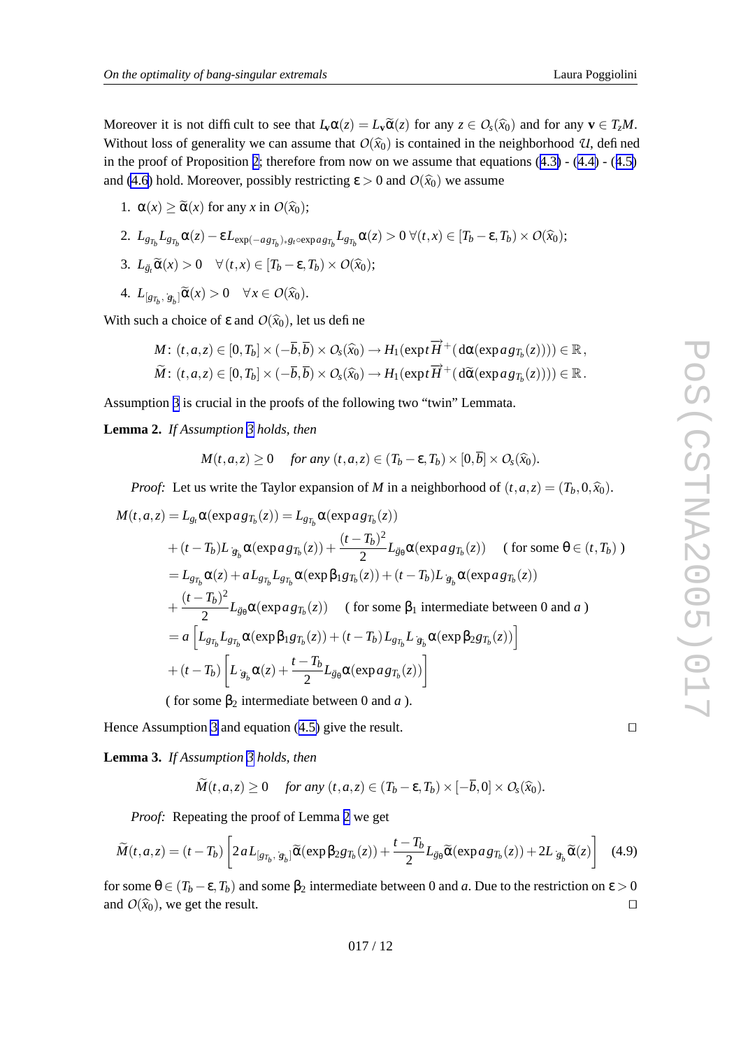Moreover it is not difficult to see that $L_{\mathbf{v}}\alpha(z) = L_{\mathbf{v}}\widetilde{\alpha}(z)$ for any $z \in O_s(\widehat{x}_0)$ and for any $\mathbf{v} \in T_z M$. Without loss of generality we can assume that $O(\widehat{x}_0)$ is contained in the neighborhood $\mathcal{U}$, defined in the proof of Proposition 2; therefore from now on we assume that equations (4.3) - (4.4) - (4.5) and (4.6) hold. Moreover, possibly restricting $\varepsilon > 0$ and $O(\widehat{x}_0)$ we assume

1. $\alpha(x) \geq \widetilde{\alpha}(x)$ for any $x$ in $O(\widehat{x}_0)$;
2. $L_{g_{T_b}} L_{g_{T_b}} \alpha(z) - \varepsilon L_{\exp(-a g_{T_b})_* g_t \circ \exp a g_{T_b}} L_{g_{T_b}} \alpha(z) > 0 \; \forall (t,x) \in [T_b - \varepsilon, T_b) \times O(\widehat{x}_0)$;
3. $L_{\dot{g}_t} \widetilde{\alpha}(x) > 0 \quad \forall (t,x) \in [T_b - \varepsilon, T_b) \times O(\widehat{x}_0)$;
4. $L_{[g_{T_b}, \dot{g}_b]} \widetilde{\alpha}(x) > 0 \quad \forall x \in O(\widehat{x}_0)$.

With such a choice of $\varepsilon$ and $O(\widehat{x}_0)$, let us define

$$
\begin{aligned}
M &: (t,a,z) \in [0,T_b] \times (-\bar{b}, \bar{b}) \times O_s(\widehat{x}_0) \to H_1(\exp t \overrightarrow{H}^+(\mathrm{d}\alpha(\exp a g_{T_b}(z)))) \in \mathbb{R}, \\
\widetilde{M} &: (t,a,z) \in [0,T_b] \times (-\bar{b}, \bar{b}) \times O_s(\widehat{x}_0) \to H_1(\exp t \overrightarrow{H}^+(\mathrm{d}\widetilde{\alpha}(\exp a g_{T_b}(z)))) \in \mathbb{R}.
\end{aligned}
$$

Assumption 3 is crucial in the proofs of the following two "twin" Lemmata.

**Lemma 2.** *If Assumption 3 holds, then*

$$
M(t,a,z) \geq 0 \quad \text{for any } (t,a,z) \in (T_b - \varepsilon, T_b) \times [0, \bar{b}] \times O_s(\widehat{x}_0).
$$

*Proof:* Let us write the Taylor expansion of $M$ in a neighborhood of $(t,a,z) = (T_b, 0, \widehat{x}_0)$.

$$
\begin{aligned}
M(t,a,z) &= L_{g_t} \alpha(\exp a g_{T_b}(z)) = L_{g_{T_b}} \alpha(\exp a g_{T_b}(z)) \\
&+ (t - T_b) L_{\dot{g}_b} \alpha(\exp a g_{T_b}(z)) + \frac{(t-T_b)^2}{2} L_{\ddot{g}_\theta} \alpha(\exp a g_{T_b}(z)) \quad (\text{ for some } \theta \in (t, T_b) \text{ }) \\
&= L_{g_{T_b}} \alpha(z) + a L_{g_{T_b}} L_{g_{T_b}} \alpha(\exp \beta_1 g_{T_b}(z)) + (t - T_b) L_{\dot{g}_b} \alpha(\exp a g_{T_b}(z)) \\
&+ \frac{(t-T_b)^2}{2} L_{\ddot{g}_\theta} \alpha(\exp a g_{T_b}(z)) \quad (\text{ for some } \beta_1 \text{ intermediate between 0 and } a \text{ }) \\
&= a \left[ L_{g_{T_b}} L_{g_{T_b}} \alpha(\exp \beta_1 g_{T_b}(z)) + (t - T_b) L_{g_{T_b}} L_{\dot{g}_b} \alpha(\exp \beta_2 g_{T_b}(z)) \right] \\
&+ (t - T_b) \left[ L_{\dot{g}_b} \alpha(z) + \frac{t - T_b}{2} L_{\ddot{g}_\theta} \alpha(\exp a g_{T_b}(z)) \right] \\
&\quad (\text{ for some } \beta_2 \text{ intermediate between 0 and } a \text{ }).
\end{aligned}
$$

Hence Assumption 3 and equation (4.5) give the result. □

**Lemma 3.** *If Assumption 3 holds, then*

$$
\widetilde{M}(t,a,z) \geq 0 \quad \text{for any } (t,a,z) \in (T_b - \varepsilon, T_b) \times [-\bar{b}, 0] \times O_s(\widehat{x}_0).
$$

*Proof:* Repeating the proof of Lemma 2 we get

$$
\widetilde{M}(t,a,z) = (t - T_b) \left[ 2 a L_{[g_{T_b}, \dot{g}_b]} \widetilde{\alpha}(\exp \beta_2 g_{T_b}(z)) + \frac{t - T_b}{2} L_{\ddot{g}_\theta} \widetilde{\alpha}(\exp a g_{T_b}(z)) + 2 L_{\dot{g}_b} \widetilde{\alpha}(z) \right] \tag{4.9}
$$

for some $\theta \in (T_b - \varepsilon, T_b)$ and some $\beta_2$ intermediate between 0 and $a$. Due to the restriction on $\varepsilon > 0$ and $O(\widehat{x}_0)$, we get the result. □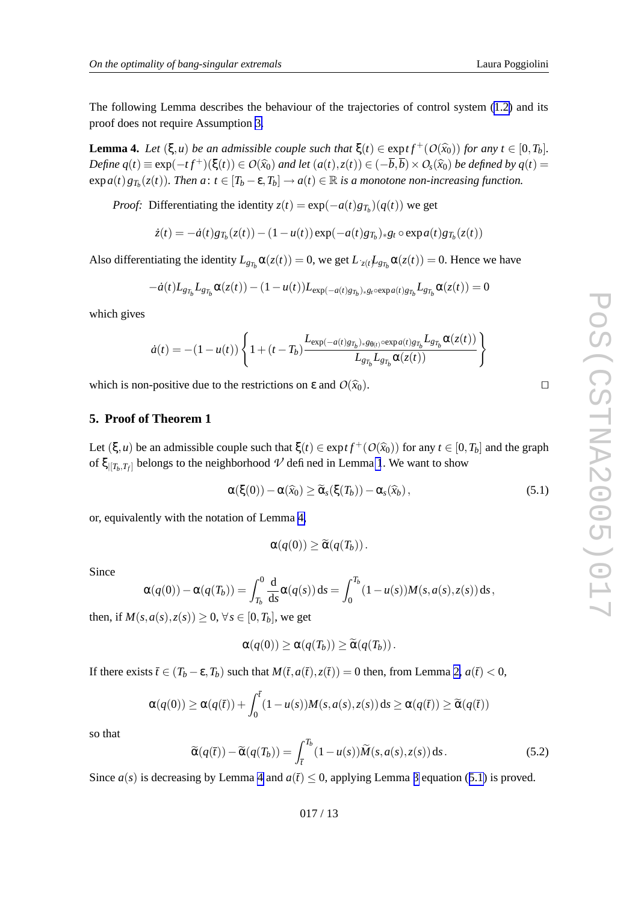The following Lemma describes the behaviour of the trajectories of control system (1.2) and its proof does not require Assumption 3.

**Lemma 4.** *Let* $(\xi, u)$ *be an admissible couple such that* $\xi(t) \in \exp t f^+(\mathcal{O}(\widehat{x}_0))$ *for any* $t \in [0, T_b]$. *Define* $q(t) \equiv \exp(-t f^+)(\xi(t)) \in \mathcal{O}(\widehat{x}_0)$ *and let* $(a(t), z(t)) \in (-\overline{b}, \overline{b}) \times \mathcal{O}_s(\widehat{x}_0)$ *be defined by* $q(t) = \exp a(t) g_{T_b}(z(t))$. *Then* $a \colon t \in [T_b - \varepsilon, T_b] \to a(t) \in \mathbb{R}$ *is a monotone non-increasing function.*

*Proof:* Differentiating the identity $z(t) = \exp(-a(t) g_{T_b})(q(t))$ we get

$$\dot{z}(t) = -\dot{a}(t) g_{T_b}(z(t)) - (1 - u(t)) \exp(-a(t) g_{T_b})_* g_t \circ \exp a(t) g_{T_b}(z(t))$$

Also differentiating the identity $L_{g_{T_b}} \alpha(z(t)) = 0$, we get $L_{\dot{z}(t)} L_{g_{T_b}} \alpha(z(t)) = 0$. Hence we have

$$-\dot{a}(t) L_{g_{T_b}} L_{g_{T_b}} \alpha(z(t)) - (1 - u(t)) L_{\exp(-a(t) g_{T_b})_* g_t \circ \exp a(t) g_{T_b}} L_{g_{T_b}} \alpha(z(t)) = 0$$

which gives

$$\dot{a}(t) = -(1 - u(t)) \left\{ 1 + (t - T_b) \frac{L_{\exp(-a(t) g_{T_b})_* g_{\theta(t)} \circ \exp a(t) g_{T_b}} L_{g_{T_b}} \alpha(z(t))}{L_{g_{T_b}} L_{g_{T_b}} \alpha(z(t))} \right\}$$

which is non-positive due to the restrictions on $\varepsilon$ and $\mathcal{O}(\widehat{x}_0)$. $\square$

## 5. Proof of Theorem 1

Let $(\xi, u)$ be an admissible couple such that $\xi(t) \in \exp t f^+(\mathcal{O}(\widehat{x}_0))$ for any $t \in [0, T_b]$ and the graph of $\xi_{|[T_b, T_f]}$ belongs to the neighborhood $\mathcal{V}$ defined in Lemma 1. We want to show

$$\alpha(\xi(0)) - \alpha(\widehat{x}_0) \geq \widetilde{\alpha}_s(\xi(T_b)) - \alpha_s(\widehat{x}_b)\,, \tag{5.1}$$

or, equivalently with the notation of Lemma 4,

$$\alpha(q(0)) \geq \widetilde{\alpha}(q(T_b))\,.$$

Since

$$\alpha(q(0)) - \alpha(q(T_b)) = \int_{T_b}^{0} \frac{\mathrm{d}}{\mathrm{d}s} \alpha(q(s))\, \mathrm{d}s = \int_0^{T_b} (1 - u(s)) M(s, a(s), z(s))\, \mathrm{d}s\,,$$

then, if $M(s, a(s), z(s)) \geq 0$, $\forall s \in [0, T_b]$, we get

$$\alpha(q(0)) \geq \alpha(q(T_b)) \geq \widetilde{\alpha}(q(T_b))\,.$$

If there exists $\bar{t} \in (T_b - \varepsilon, T_b)$ such that $M(\bar{t}, a(\bar{t}), z(\bar{t})) = 0$ then, from Lemma 2, $a(\bar{t}) < 0$,

$$\alpha(q(0)) \geq \alpha(q(\bar{t})) + \int_0^{\bar{t}} (1 - u(s)) M(s, a(s), z(s))\, \mathrm{d}s \geq \alpha(q(\bar{t})) \geq \widetilde{\alpha}(q(\bar{t}))$$

so that

$$\widetilde{\alpha}(q(\bar{t})) - \widetilde{\alpha}(q(T_b)) = \int_{\bar{t}}^{T_b} (1 - u(s)) \widetilde{M}(s, a(s), z(s))\, \mathrm{d}s\,. \tag{5.2}$$

Since $a(s)$ is decreasing by Lemma 4 and $a(\bar{t}) \leq 0$, applying Lemma 3 equation (5.1) is proved.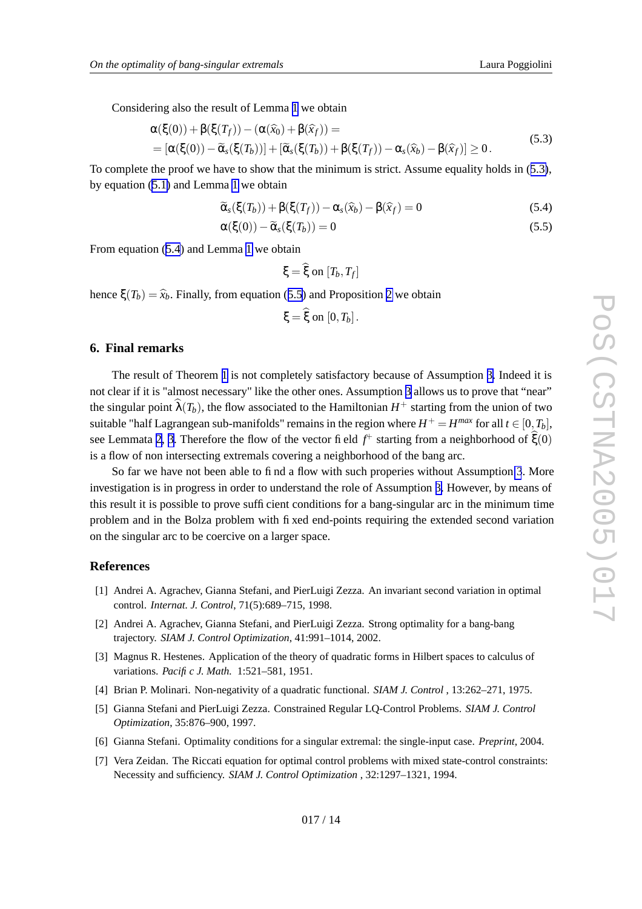Considering also the result of Lemma 1 we obtain

$$
\begin{aligned}
&\alpha(\xi(0)) + \beta(\xi(T_f)) - (\alpha(\widehat{x}_0) + \beta(\widehat{x}_f)) = \\
&= [\alpha(\xi(0)) - \widetilde{\alpha}_s(\xi(T_b))] + [\widetilde{\alpha}_s(\xi(T_b)) + \beta(\xi(T_f)) - \alpha_s(\widehat{x}_b) - \beta(\widehat{x}_f)] \geq 0\,.
\end{aligned} \tag{5.3}
$$

To complete the proof we have to show that the minimum is strict. Assume equality holds in (5.3), by equation (5.1) and Lemma 1 we obtain

$$
\widetilde{\alpha}_s(\xi(T_b)) + \beta(\xi(T_f)) - \alpha_s(\widehat{x}_b) - \beta(\widehat{x}_f) = 0 \tag{5.4}
$$

$$
\alpha(\xi(0)) - \widetilde{\alpha}_s(\xi(T_b)) = 0 \tag{5.5}
$$

From equation (5.4) and Lemma 1 we obtain

$$
\xi = \widehat{\xi} \text{ on } [T_b, T_f]
$$

hence $\xi(T_b) = \widehat{x}_b$. Finally, from equation (5.5) and Proposition 2 we obtain

$$
\xi = \widehat{\xi} \text{ on } [0, T_b]\,.
$$

## 6. Final remarks

The result of Theorem 1 is not completely satisfactory because of Assumption 3. Indeed it is not clear if it is "almost necessary" like the other ones. Assumption 3 allows us to prove that “near” the singular point $\widehat{\lambda}(T_b)$, the flow associated to the Hamiltonian $H^+$ starting from the union of two suitable "half Lagrangean sub-manifolds" remains in the region where $H^+ = H^{max}$ for all $t \in [0, T_b]$, see Lemmata 2, 3. Therefore the flow of the vector field $f^+$ starting from a neighborhood of $\widehat{\xi}(0)$ is a flow of non intersecting extremals covering a neighborhood of the bang arc.

So far we have not been able to find a flow with such properies without Assumption 3. More investigation is in progress in order to understand the role of Assumption 3. However, by means of this result it is possible to prove sufficient conditions for a bang-singular arc in the minimum time problem and in the Bolza problem with fixed end-points requiring the extended second variation on the singular arc to be coercive on a larger space.

## References

[1] Andrei A. Agrachev, Gianna Stefani, and PierLuigi Zezza. An invariant second variation in optimal control. *Internat. J. Control*, 71(5):689–715, 1998.

[2] Andrei A. Agrachev, Gianna Stefani, and PierLuigi Zezza. Strong optimality for a bang-bang trajectory. *SIAM J. Control Optimization*, 41:991–1014, 2002.

[3] Magnus R. Hestenes. Application of the theory of quadratic forms in Hilbert spaces to calculus of variations. *Pacific J. Math.* 1:521–581, 1951.

[4] Brian P. Molinari. Non-negativity of a quadratic functional. *SIAM J. Control*, 13:262–271, 1975.

[5] Gianna Stefani and PierLuigi Zezza. Constrained Regular LQ-Control Problems. *SIAM J. Control Optimization*, 35:876–900, 1997.

[6] Gianna Stefani. Optimality conditions for a singular extremal: the single-input case. *Preprint*, 2004.

[7] Vera Zeidan. The Riccati equation for optimal control problems with mixed state-control constraints: Necessity and sufficiency. *SIAM J. Control Optimization*, 32:1297–1321, 1994.